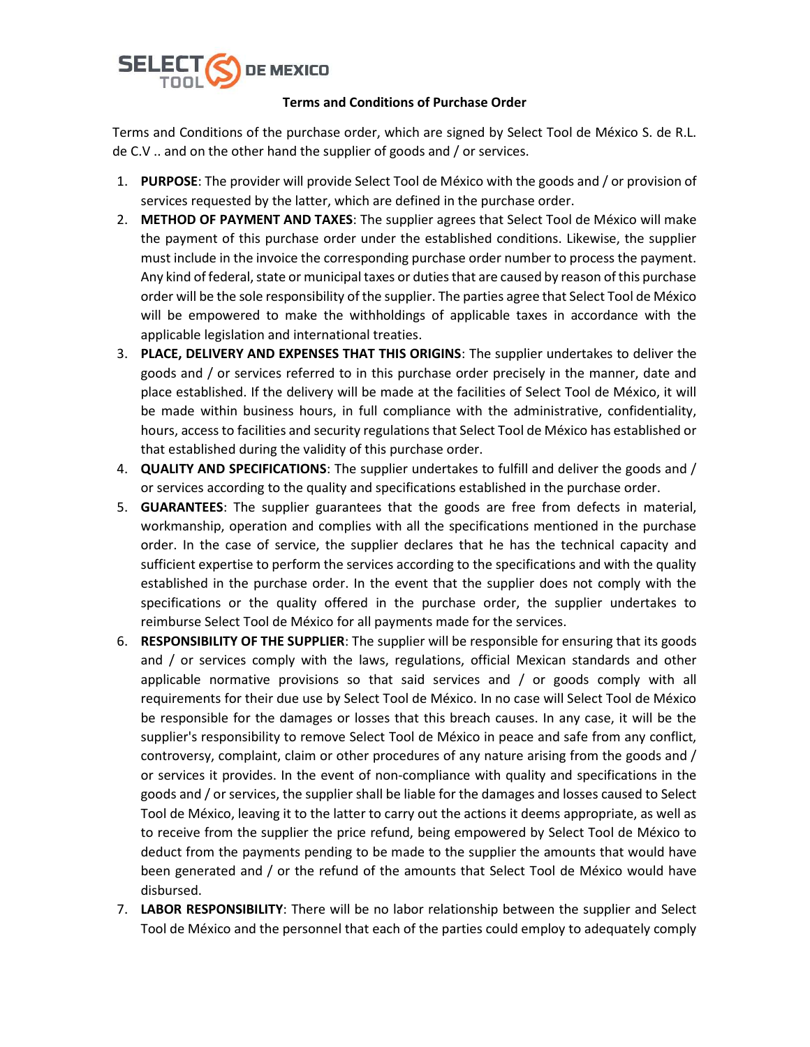**Terms and Conditions of Purchase Order**

Terms and Conditions of the purchase order, which are signed by Select Tool de México S. de R.L. de C.V .. and on the other hand the supplier of goods and / or services.

1. **PURPOSE**: The provider will provide Select Tool de México with the goods and / or provision of services requested by the latter, which are defined in the purchase order.
2. **METHOD OF PAYMENT AND TAXES**: The supplier agrees that Select Tool de México will make the payment of this purchase order under the established conditions. Likewise, the supplier must include in the invoice the corresponding purchase order number to process the payment. Any kind of federal, state or municipal taxes or duties that are caused by reason of this purchase order will be the sole responsibility of the supplier. The parties agree that Select Tool de México will be empowered to make the withholdings of applicable taxes in accordance with the applicable legislation and international treaties.
3. **PLACE, DELIVERY AND EXPENSES THAT THIS ORIGINS**: The supplier undertakes to deliver the goods and / or services referred to in this purchase order precisely in the manner, date and place established. If the delivery will be made at the facilities of Select Tool de México, it will be made within business hours, in full compliance with the administrative, confidentiality, hours, access to facilities and security regulations that Select Tool de México has established or that established during the validity of this purchase order.
4. **QUALITY AND SPECIFICATIONS**: The supplier undertakes to fulfill and deliver the goods and / or services according to the quality and specifications established in the purchase order.
5. **GUARANTEES**: The supplier guarantees that the goods are free from defects in material, workmanship, operation and complies with all the specifications mentioned in the purchase order. In the case of service, the supplier declares that he has the technical capacity and sufficient expertise to perform the services according to the specifications and with the quality established in the purchase order. In the event that the supplier does not comply with the specifications or the quality offered in the purchase order, the supplier undertakes to reimburse Select Tool de México for all payments made for the services.
6. **RESPONSIBILITY OF THE SUPPLIER**: The supplier will be responsible for ensuring that its goods and / or services comply with the laws, regulations, official Mexican standards and other applicable normative provisions so that said services and / or goods comply with all requirements for their due use by Select Tool de México. In no case will Select Tool de México be responsible for the damages or losses that this breach causes. In any case, it will be the supplier's responsibility to remove Select Tool de México in peace and safe from any conflict, controversy, complaint, claim or other procedures of any nature arising from the goods and / or services it provides. In the event of non-compliance with quality and specifications in the goods and / or services, the supplier shall be liable for the damages and losses caused to Select Tool de México, leaving it to the latter to carry out the actions it deems appropriate, as well as to receive from the supplier the price refund, being empowered by Select Tool de México to deduct from the payments pending to be made to the supplier the amounts that would have been generated and / or the refund of the amounts that Select Tool de México would have disbursed.
7. **LABOR RESPONSIBILITY**: There will be no labor relationship between the supplier and Select Tool de México and the personnel that each of the parties could employ to adequately comply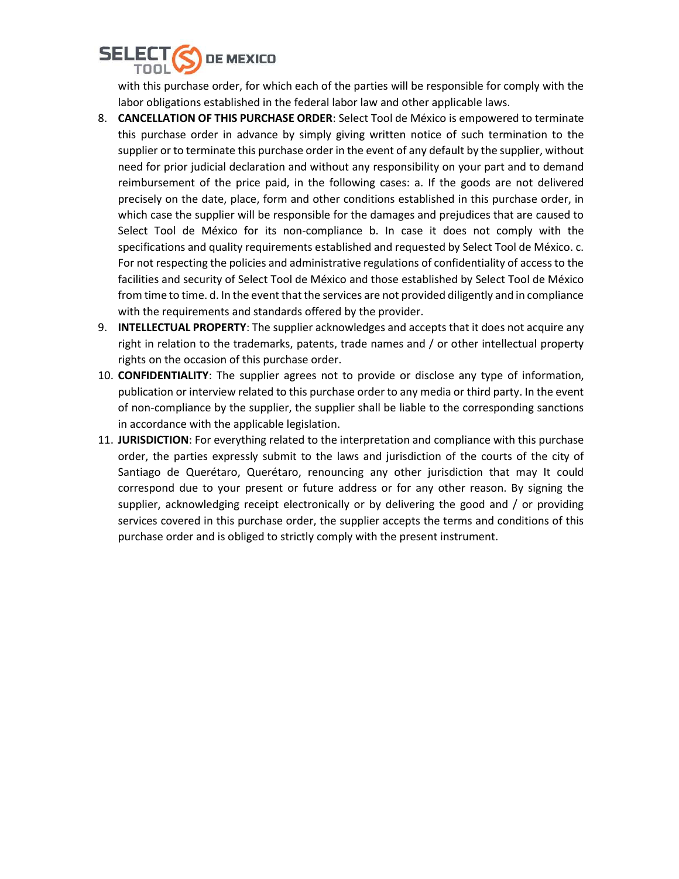with this purchase order, for which each of the parties will be responsible for comply with the labor obligations established in the federal labor law and other applicable laws.

8. **CANCELLATION OF THIS PURCHASE ORDER**: Select Tool de México is empowered to terminate this purchase order in advance by simply giving written notice of such termination to the supplier or to terminate this purchase order in the event of any default by the supplier, without need for prior judicial declaration and without any responsibility on your part and to demand reimbursement of the price paid, in the following cases: a. If the goods are not delivered precisely on the date, place, form and other conditions established in this purchase order, in which case the supplier will be responsible for the damages and prejudices that are caused to Select Tool de México for its non-compliance b. In case it does not comply with the specifications and quality requirements established and requested by Select Tool de México. c. For not respecting the policies and administrative regulations of confidentiality of access to the facilities and security of Select Tool de México and those established by Select Tool de México from time to time. d. In the event that the services are not provided diligently and in compliance with the requirements and standards offered by the provider.
9. **INTELLECTUAL PROPERTY**: The supplier acknowledges and accepts that it does not acquire any right in relation to the trademarks, patents, trade names and / or other intellectual property rights on the occasion of this purchase order.
10. **CONFIDENTIALITY**: The supplier agrees not to provide or disclose any type of information, publication or interview related to this purchase order to any media or third party. In the event of non-compliance by the supplier, the supplier shall be liable to the corresponding sanctions in accordance with the applicable legislation.
11. **JURISDICTION**: For everything related to the interpretation and compliance with this purchase order, the parties expressly submit to the laws and jurisdiction of the courts of the city of Santiago de Querétaro, Querétaro, renouncing any other jurisdiction that may It could correspond due to your present or future address or for any other reason. By signing the supplier, acknowledging receipt electronically or by delivering the good and / or providing services covered in this purchase order, the supplier accepts the terms and conditions of this purchase order and is obliged to strictly comply with the present instrument.